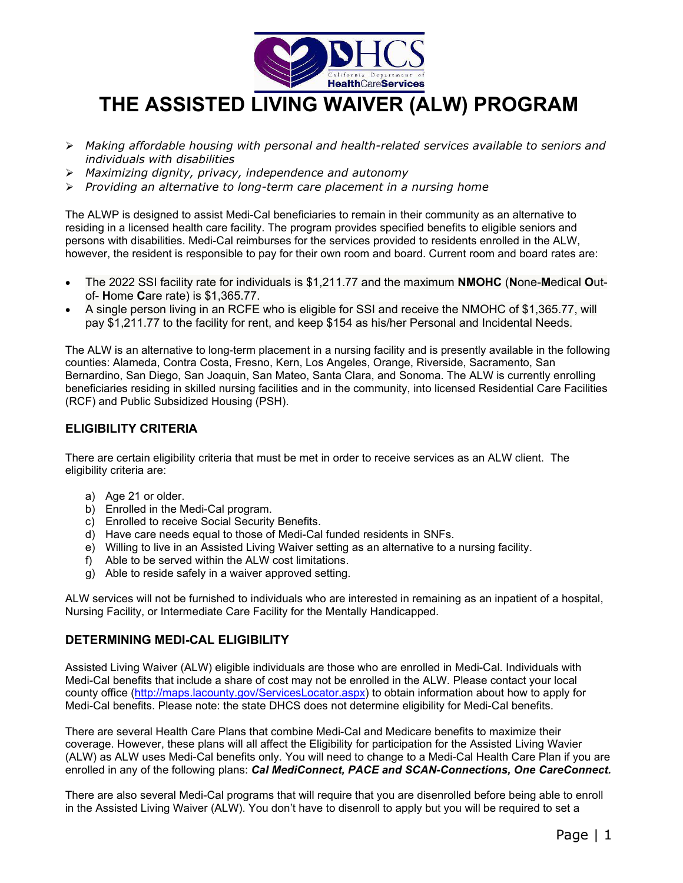# THE ASSISTED LIVING WAIVER (ALW) PROGRAM

- *Making affordable housing with personal and health-related services available to seniors and individuals with disabilities*
- *Maximizing dignity, privacy, independence and autonomy*
- *Providing an alternative to long-term care placement in a nursing home*

The ALWP is designed to assist Medi-Cal beneficiaries to remain in their community as an alternative to residing in a licensed health care facility. The program provides specified benefits to eligible seniors and persons with disabilities. Medi-Cal reimburses for the services provided to residents enrolled in the ALW, however, the resident is responsible to pay for their own room and board. Current room and board rates are:

- The 2022 SSI facility rate for individuals is $1,211.77 and the maximum **NMOHC** (**N**one-**M**edical **O**ut-of- **H**ome **C**are rate) is $1,365.77.
- A single person living in an RCFE who is eligible for SSI and receive the NMOHC of $1,365.77, will pay $1,211.77 to the facility for rent, and keep $154 as his/her Personal and Incidental Needs.

The ALW is an alternative to long-term placement in a nursing facility and is presently available in the following counties: Alameda, Contra Costa, Fresno, Kern, Los Angeles, Orange, Riverside, Sacramento, San Bernardino, San Diego, San Joaquin, San Mateo, Santa Clara, and Sonoma. The ALW is currently enrolling beneficiaries residing in skilled nursing facilities and in the community, into licensed Residential Care Facilities (RCF) and Public Subsidized Housing (PSH).

## ELIGIBILITY CRITERIA

There are certain eligibility criteria that must be met in order to receive services as an ALW client. The eligibility criteria are:

a) Age 21 or older.
b) Enrolled in the Medi-Cal program.
c) Enrolled to receive Social Security Benefits.
d) Have care needs equal to those of Medi-Cal funded residents in SNFs.
e) Willing to live in an Assisted Living Waiver setting as an alternative to a nursing facility.
f) Able to be served within the ALW cost limitations.
g) Able to reside safely in a waiver approved setting.

ALW services will not be furnished to individuals who are interested in remaining as an inpatient of a hospital, Nursing Facility, or Intermediate Care Facility for the Mentally Handicapped.

## DETERMINING MEDI-CAL ELIGIBILITY

Assisted Living Waiver (ALW) eligible individuals are those who are enrolled in Medi-Cal. Individuals with Medi-Cal benefits that include a share of cost may not be enrolled in the ALW. Please contact your local county office ([http://maps.lacounty.gov/ServicesLocator.aspx](http://maps.lacounty.gov/ServicesLocator.aspx)) to obtain information about how to apply for Medi-Cal benefits. Please note: the state DHCS does not determine eligibility for Medi-Cal benefits.

There are several Health Care Plans that combine Medi-Cal and Medicare benefits to maximize their coverage. However, these plans will all affect the Eligibility for participation for the Assisted Living Wavier (ALW) as ALW uses Medi-Cal benefits only. You will need to change to a Medi-Cal Health Care Plan if you are enrolled in any of the following plans: ***Cal MediConnect, PACE and SCAN-Connections, One CareConnect.***

There are also several Medi-Cal programs that will require that you are disenrolled before being able to enroll in the Assisted Living Waiver (ALW). You don't have to disenroll to apply but you will be required to set a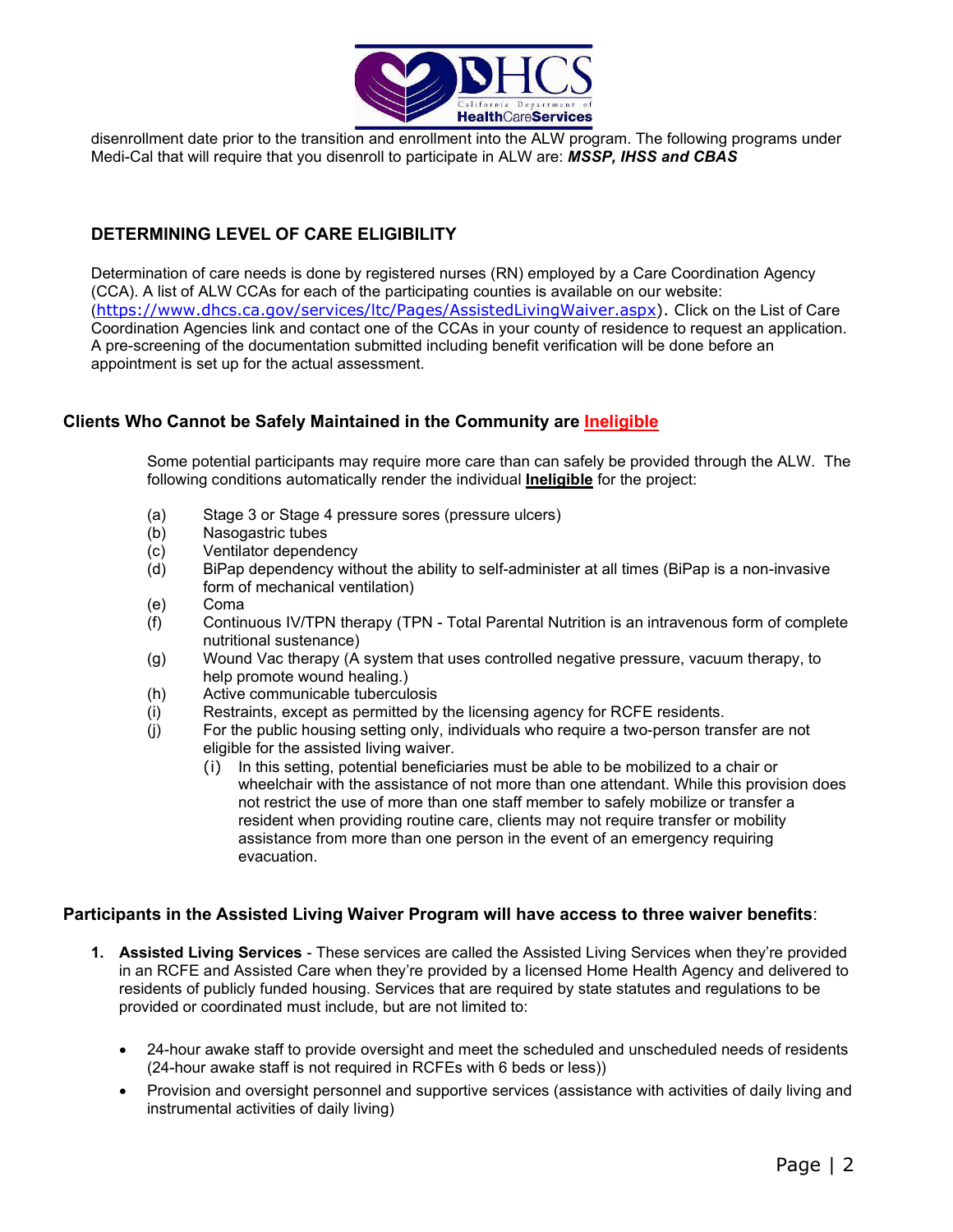disenrollment date prior to the transition and enrollment into the ALW program. The following programs under Medi-Cal that will require that you disenroll to participate in ALW are: ***MSSP, IHSS and CBAS***

## DETERMINING LEVEL OF CARE ELIGIBILITY

Determination of care needs is done by registered nurses (RN) employed by a Care Coordination Agency (CCA). A list of ALW CCAs for each of the participating counties is available on our website: (https://www.dhcs.ca.gov/services/ltc/Pages/AssistedLivingWaiver.aspx). Click on the List of Care Coordination Agencies link and contact one of the CCAs in your county of residence to request an application. A pre-screening of the documentation submitted including benefit verification will be done before an appointment is set up for the actual assessment.

### Clients Who Cannot be Safely Maintained in the Community are Ineligible

Some potential participants may require more care than can safely be provided through the ALW. The following conditions automatically render the individual **Ineligible** for the project:

(a) Stage 3 or Stage 4 pressure sores (pressure ulcers)
(b) Nasogastric tubes
(c) Ventilator dependency
(d) BiPap dependency without the ability to self-administer at all times (BiPap is a non-invasive form of mechanical ventilation)
(e) Coma
(f) Continuous IV/TPN therapy (TPN - Total Parental Nutrition is an intravenous form of complete nutritional sustenance)
(g) Wound Vac therapy (A system that uses controlled negative pressure, vacuum therapy, to help promote wound healing.)
(h) Active communicable tuberculosis
(i) Restraints, except as permitted by the licensing agency for RCFE residents.
(j) For the public housing setting only, individuals who require a two-person transfer are not eligible for the assisted living waiver.
   (i) In this setting, potential beneficiaries must be able to be mobilized to a chair or wheelchair with the assistance of not more than one attendant. While this provision does not restrict the use of more than one staff member to safely mobilize or transfer a resident when providing routine care, clients may not require transfer or mobility assistance from more than one person in the event of an emergency requiring evacuation.

### Participants in the Assisted Living Waiver Program will have access to three waiver benefits:

1. **Assisted Living Services** - These services are called the Assisted Living Services when they're provided in an RCFE and Assisted Care when they're provided by a licensed Home Health Agency and delivered to residents of publicly funded housing. Services that are required by state statutes and regulations to be provided or coordinated must include, but are not limited to:

   - 24-hour awake staff to provide oversight and meet the scheduled and unscheduled needs of residents (24-hour awake staff is not required in RCFEs with 6 beds or less))
   - Provision and oversight personnel and supportive services (assistance with activities of daily living and instrumental activities of daily living)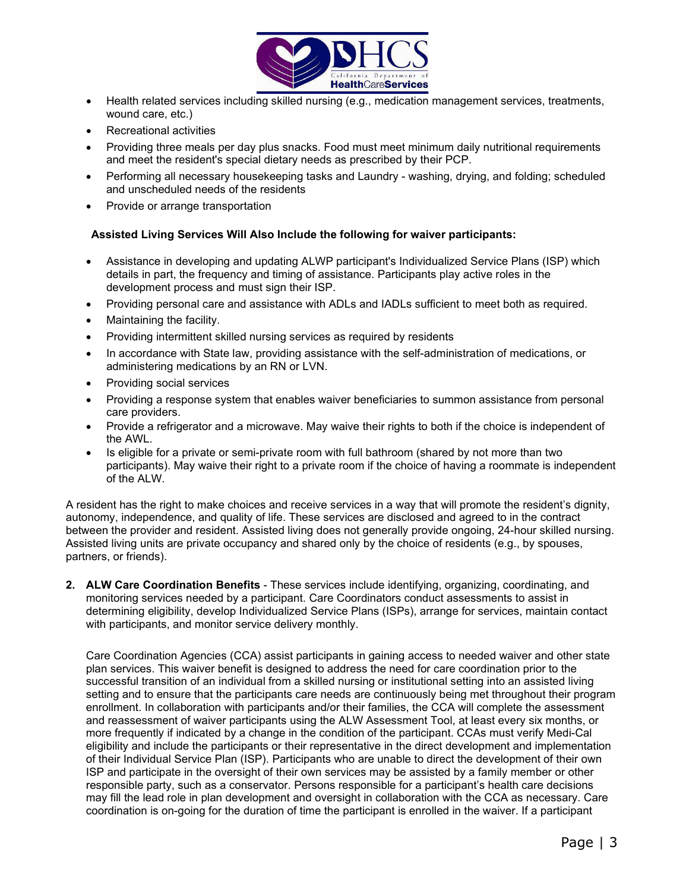- Health related services including skilled nursing (e.g., medication management services, treatments, wound care, etc.)
- Recreational activities
- Providing three meals per day plus snacks. Food must meet minimum daily nutritional requirements and meet the resident's special dietary needs as prescribed by their PCP.
- Performing all necessary housekeeping tasks and Laundry - washing, drying, and folding; scheduled and unscheduled needs of the residents
- Provide or arrange transportation

**Assisted Living Services Will Also Include the following for waiver participants:**

- Assistance in developing and updating ALWP participant's Individualized Service Plans (ISP) which details in part, the frequency and timing of assistance. Participants play active roles in the development process and must sign their ISP.
- Providing personal care and assistance with ADLs and IADLs sufficient to meet both as required.
- Maintaining the facility.
- Providing intermittent skilled nursing services as required by residents
- In accordance with State law, providing assistance with the self-administration of medications, or administering medications by an RN or LVN.
- Providing social services
- Providing a response system that enables waiver beneficiaries to summon assistance from personal care providers.
- Provide a refrigerator and a microwave. May waive their rights to both if the choice is independent of the AWL.
- Is eligible for a private or semi-private room with full bathroom (shared by not more than two participants). May waive their right to a private room if the choice of having a roommate is independent of the ALW.

A resident has the right to make choices and receive services in a way that will promote the resident's dignity, autonomy, independence, and quality of life. These services are disclosed and agreed to in the contract between the provider and resident. Assisted living does not generally provide ongoing, 24-hour skilled nursing. Assisted living units are private occupancy and shared only by the choice of residents (e.g., by spouses, partners, or friends).

2. **ALW Care Coordination Benefits** - These services include identifying, organizing, coordinating, and monitoring services needed by a participant. Care Coordinators conduct assessments to assist in determining eligibility, develop Individualized Service Plans (ISPs), arrange for services, maintain contact with participants, and monitor service delivery monthly.

   Care Coordination Agencies (CCA) assist participants in gaining access to needed waiver and other state plan services. This waiver benefit is designed to address the need for care coordination prior to the successful transition of an individual from a skilled nursing or institutional setting into an assisted living setting and to ensure that the participants care needs are continuously being met throughout their program enrollment. In collaboration with participants and/or their families, the CCA will complete the assessment and reassessment of waiver participants using the ALW Assessment Tool, at least every six months, or more frequently if indicated by a change in the condition of the participant. CCAs must verify Medi-Cal eligibility and include the participants or their representative in the direct development and implementation of their Individual Service Plan (ISP). Participants who are unable to direct the development of their own ISP and participate in the oversight of their own services may be assisted by a family member or other responsible party, such as a conservator. Persons responsible for a participant's health care decisions may fill the lead role in plan development and oversight in collaboration with the CCA as necessary. Care coordination is on-going for the duration of time the participant is enrolled in the waiver. If a participant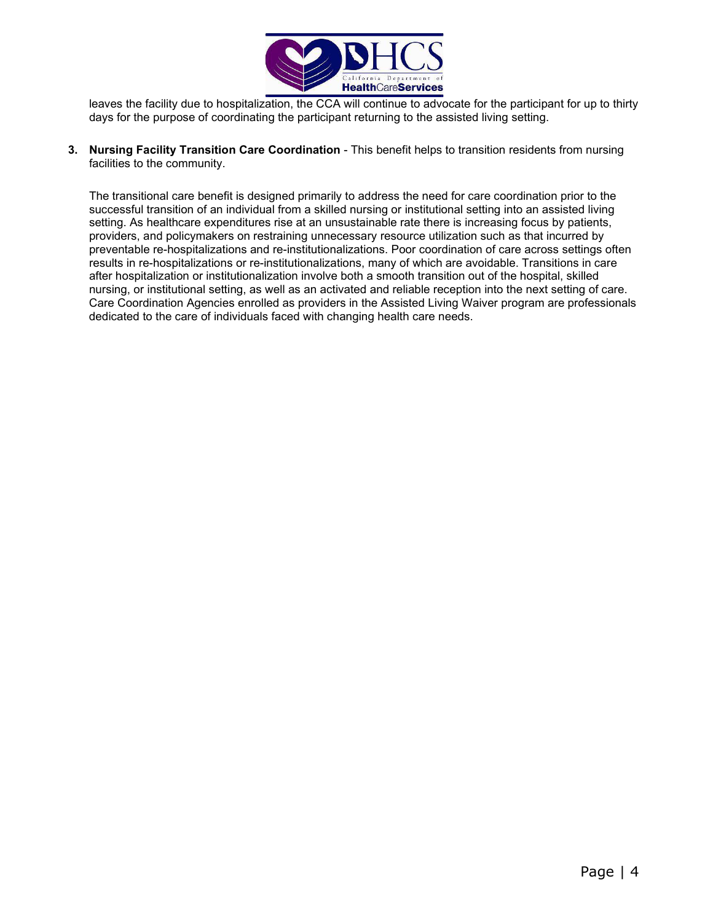leaves the facility due to hospitalization, the CCA will continue to advocate for the participant for up to thirty days for the purpose of coordinating the participant returning to the assisted living setting.

3. **Nursing Facility Transition Care Coordination** - This benefit helps to transition residents from nursing facilities to the community.

   The transitional care benefit is designed primarily to address the need for care coordination prior to the successful transition of an individual from a skilled nursing or institutional setting into an assisted living setting. As healthcare expenditures rise at an unsustainable rate there is increasing focus by patients, providers, and policymakers on restraining unnecessary resource utilization such as that incurred by preventable re-hospitalizations and re-institutionalizations. Poor coordination of care across settings often results in re-hospitalizations or re-institutionalizations, many of which are avoidable. Transitions in care after hospitalization or institutionalization involve both a smooth transition out of the hospital, skilled nursing, or institutional setting, as well as an activated and reliable reception into the next setting of care. Care Coordination Agencies enrolled as providers in the Assisted Living Waiver program are professionals dedicated to the care of individuals faced with changing health care needs.